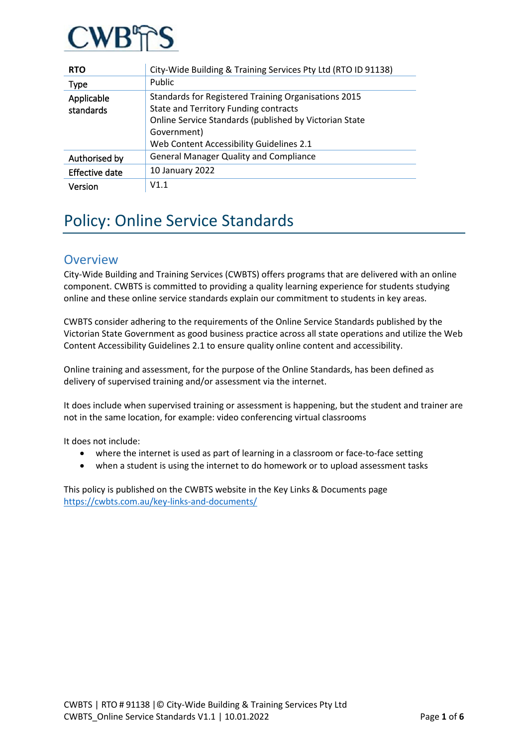| RTO | City-Wide Building & Training Services Pty Ltd (RTO ID 91138) |
|---|---|
| Type | Public |
| Applicable standards | Standards for Registered Training Organisations 2015<br>State and Territory Funding contracts<br>Online Service Standards (published by Victorian State Government)<br>Web Content Accessibility Guidelines 2.1 |
| Authorised by | General Manager Quality and Compliance |
| Effective date | 10 January 2022 |
| Version | V1.1 |

# Policy: Online Service Standards

## Overview

City-Wide Building and Training Services (CWBTS) offers programs that are delivered with an online component. CWBTS is committed to providing a quality learning experience for students studying online and these online service standards explain our commitment to students in key areas.

CWBTS consider adhering to the requirements of the Online Service Standards published by the Victorian State Government as good business practice across all state operations and utilize the Web Content Accessibility Guidelines 2.1 to ensure quality online content and accessibility.

Online training and assessment, for the purpose of the Online Standards, has been defined as delivery of supervised training and/or assessment via the internet.

It does include when supervised training or assessment is happening, but the student and trainer are not in the same location, for example: video conferencing virtual classrooms

It does not include:

- where the internet is used as part of learning in a classroom or face-to-face setting
- when a student is using the internet to do homework or to upload assessment tasks

This policy is published on the CWBTS website in the Key Links & Documents page https://cwbts.com.au/key-links-and-documents/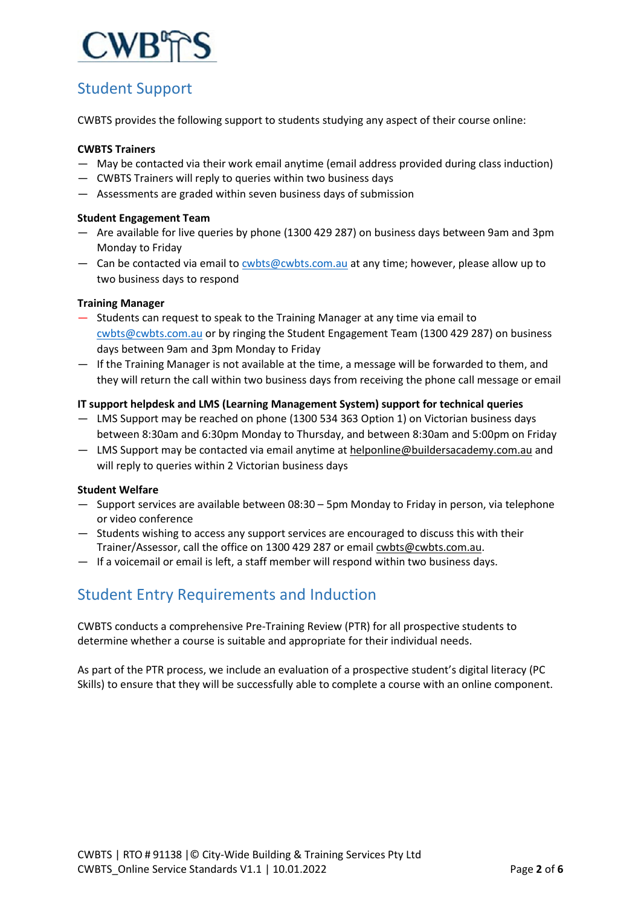## Student Support

CWBTS provides the following support to students studying any aspect of their course online:

**CWBTS Trainers**

- May be contacted via their work email anytime (email address provided during class induction)
- CWBTS Trainers will reply to queries within two business days
- Assessments are graded within seven business days of submission

**Student Engagement Team**

- Are available for live queries by phone (1300 429 287) on business days between 9am and 3pm Monday to Friday
- Can be contacted via email to cwbts@cwbts.com.au at any time; however, please allow up to two business days to respond

**Training Manager**

- Students can request to speak to the Training Manager at any time via email to cwbts@cwbts.com.au or by ringing the Student Engagement Team (1300 429 287) on business days between 9am and 3pm Monday to Friday
- If the Training Manager is not available at the time, a message will be forwarded to them, and they will return the call within two business days from receiving the phone call message or email

**IT support helpdesk and LMS (Learning Management System) support for technical queries**

- LMS Support may be reached on phone (1300 534 363 Option 1) on Victorian business days between 8:30am and 6:30pm Monday to Thursday, and between 8:30am and 5:00pm on Friday
- LMS Support may be contacted via email anytime at helponline@buildersacademy.com.au and will reply to queries within 2 Victorian business days

**Student Welfare**

- Support services are available between 08:30 – 5pm Monday to Friday in person, via telephone or video conference
- Students wishing to access any support services are encouraged to discuss this with their Trainer/Assessor, call the office on 1300 429 287 or email cwbts@cwbts.com.au.
- If a voicemail or email is left, a staff member will respond within two business days.

## Student Entry Requirements and Induction

CWBTS conducts a comprehensive Pre-Training Review (PTR) for all prospective students to determine whether a course is suitable and appropriate for their individual needs.

As part of the PTR process, we include an evaluation of a prospective student's digital literacy (PC Skills) to ensure that they will be successfully able to complete a course with an online component.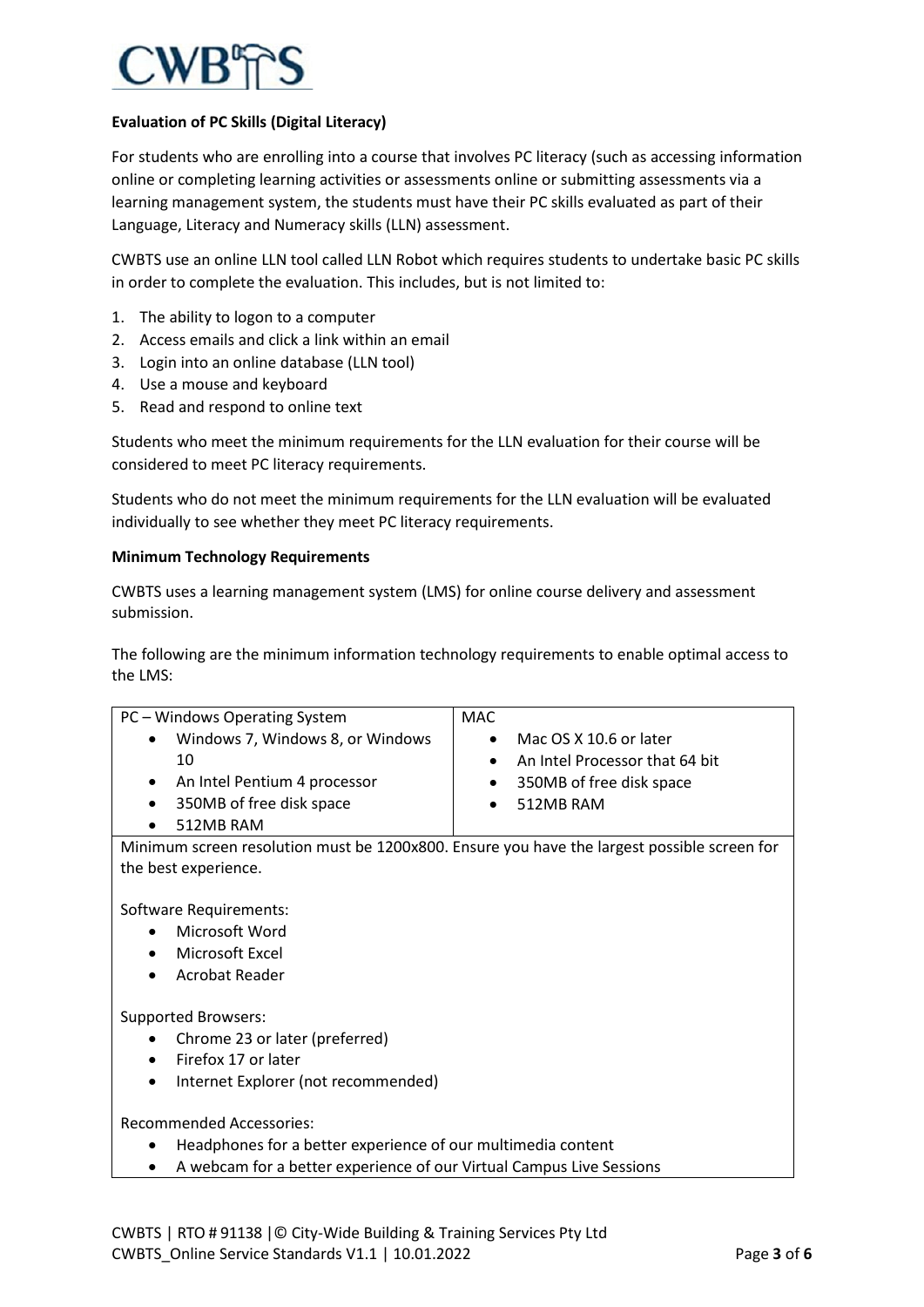**Evaluation of PC Skills (Digital Literacy)**

For students who are enrolling into a course that involves PC literacy (such as accessing information online or completing learning activities or assessments online or submitting assessments via a learning management system, the students must have their PC skills evaluated as part of their Language, Literacy and Numeracy skills (LLN) assessment.

CWBTS use an online LLN tool called LLN Robot which requires students to undertake basic PC skills in order to complete the evaluation. This includes, but is not limited to:

1. The ability to logon to a computer
2. Access emails and click a link within an email
3. Login into an online database (LLN tool)
4. Use a mouse and keyboard
5. Read and respond to online text

Students who meet the minimum requirements for the LLN evaluation for their course will be considered to meet PC literacy requirements.

Students who do not meet the minimum requirements for the LLN evaluation will be evaluated individually to see whether they meet PC literacy requirements.

**Minimum Technology Requirements**

CWBTS uses a learning management system (LMS) for online course delivery and assessment submission.

The following are the minimum information technology requirements to enable optimal access to the LMS:

| PC – Windows Operating System | MAC |
|---|---|
| • Windows 7, Windows 8, or Windows 10<br>• An Intel Pentium 4 processor<br>• 350MB of free disk space<br>• 512MB RAM | • Mac OS X 10.6 or later<br>• An Intel Processor that 64 bit<br>• 350MB of free disk space<br>• 512MB RAM |

Minimum screen resolution must be 1200x800. Ensure you have the largest possible screen for the best experience.

Software Requirements:

- Microsoft Word
- Microsoft Excel
- Acrobat Reader

Supported Browsers:

- Chrome 23 or later (preferred)
- Firefox 17 or later
- Internet Explorer (not recommended)

Recommended Accessories:

- Headphones for a better experience of our multimedia content
- A webcam for a better experience of our Virtual Campus Live Sessions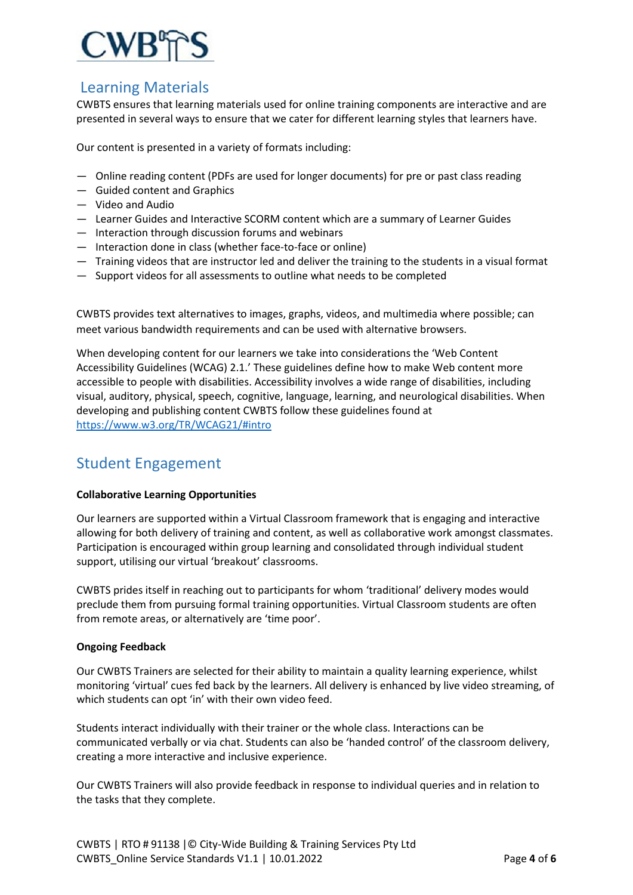## Learning Materials

CWBTS ensures that learning materials used for online training components are interactive and are presented in several ways to ensure that we cater for different learning styles that learners have.

Our content is presented in a variety of formats including:

- Online reading content (PDFs are used for longer documents) for pre or past class reading
- Guided content and Graphics
- Video and Audio
- Learner Guides and Interactive SCORM content which are a summary of Learner Guides
- Interaction through discussion forums and webinars
- Interaction done in class (whether face-to-face or online)
- Training videos that are instructor led and deliver the training to the students in a visual format
- Support videos for all assessments to outline what needs to be completed

CWBTS provides text alternatives to images, graphs, videos, and multimedia where possible; can meet various bandwidth requirements and can be used with alternative browsers.

When developing content for our learners we take into considerations the 'Web Content Accessibility Guidelines (WCAG) 2.1.' These guidelines define how to make Web content more accessible to people with disabilities. Accessibility involves a wide range of disabilities, including visual, auditory, physical, speech, cognitive, language, learning, and neurological disabilities. When developing and publishing content CWBTS follow these guidelines found at https://www.w3.org/TR/WCAG21/#intro

## Student Engagement

**Collaborative Learning Opportunities**

Our learners are supported within a Virtual Classroom framework that is engaging and interactive allowing for both delivery of training and content, as well as collaborative work amongst classmates. Participation is encouraged within group learning and consolidated through individual student support, utilising our virtual 'breakout' classrooms.

CWBTS prides itself in reaching out to participants for whom 'traditional' delivery modes would preclude them from pursuing formal training opportunities. Virtual Classroom students are often from remote areas, or alternatively are 'time poor'.

**Ongoing Feedback**

Our CWBTS Trainers are selected for their ability to maintain a quality learning experience, whilst monitoring 'virtual' cues fed back by the learners. All delivery is enhanced by live video streaming, of which students can opt 'in' with their own video feed.

Students interact individually with their trainer or the whole class. Interactions can be communicated verbally or via chat. Students can also be 'handed control' of the classroom delivery, creating a more interactive and inclusive experience.

Our CWBTS Trainers will also provide feedback in response to individual queries and in relation to the tasks that they complete.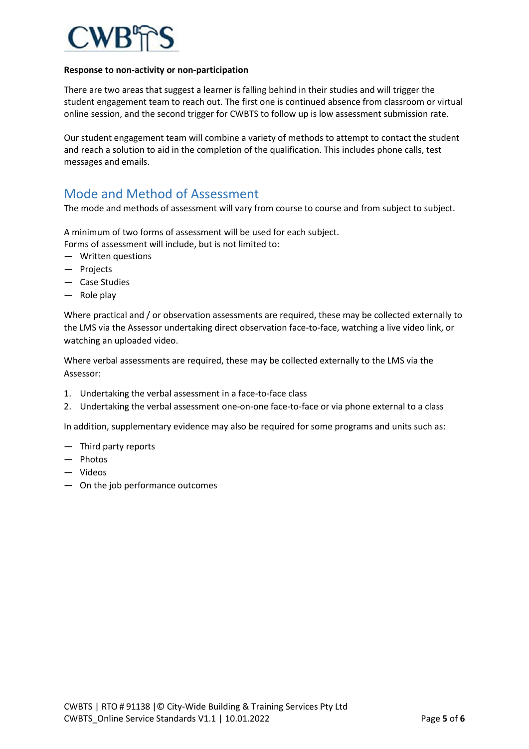**Response to non-activity or non-participation**

There are two areas that suggest a learner is falling behind in their studies and will trigger the student engagement team to reach out. The first one is continued absence from classroom or virtual online session, and the second trigger for CWBTS to follow up is low assessment submission rate.

Our student engagement team will combine a variety of methods to attempt to contact the student and reach a solution to aid in the completion of the qualification. This includes phone calls, test messages and emails.

## Mode and Method of Assessment

The mode and methods of assessment will vary from course to course and from subject to subject.

A minimum of two forms of assessment will be used for each subject.
Forms of assessment will include, but is not limited to:

- Written questions
- Projects
- Case Studies
- Role play

Where practical and / or observation assessments are required, these may be collected externally to the LMS via the Assessor undertaking direct observation face-to-face, watching a live video link, or watching an uploaded video.

Where verbal assessments are required, these may be collected externally to the LMS via the Assessor:

1. Undertaking the verbal assessment in a face-to-face class
2. Undertaking the verbal assessment one-on-one face-to-face or via phone external to a class

In addition, supplementary evidence may also be required for some programs and units such as:

- Third party reports
- Photos
- Videos
- On the job performance outcomes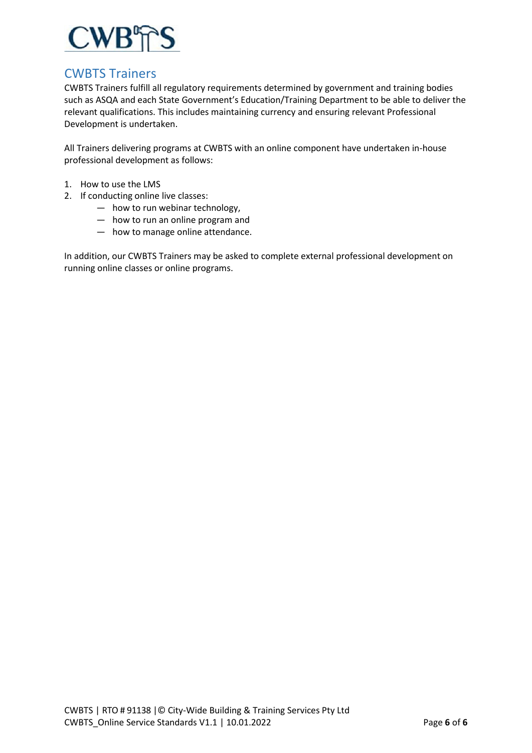## CWBTS Trainers

CWBTS Trainers fulfill all regulatory requirements determined by government and training bodies such as ASQA and each State Government's Education/Training Department to be able to deliver the relevant qualifications. This includes maintaining currency and ensuring relevant Professional Development is undertaken.

All Trainers delivering programs at CWBTS with an online component have undertaken in-house professional development as follows:

1. How to use the LMS
2. If conducting online live classes:
   - how to run webinar technology,
   - how to run an online program and
   - how to manage online attendance.

In addition, our CWBTS Trainers may be asked to complete external professional development on running online classes or online programs.